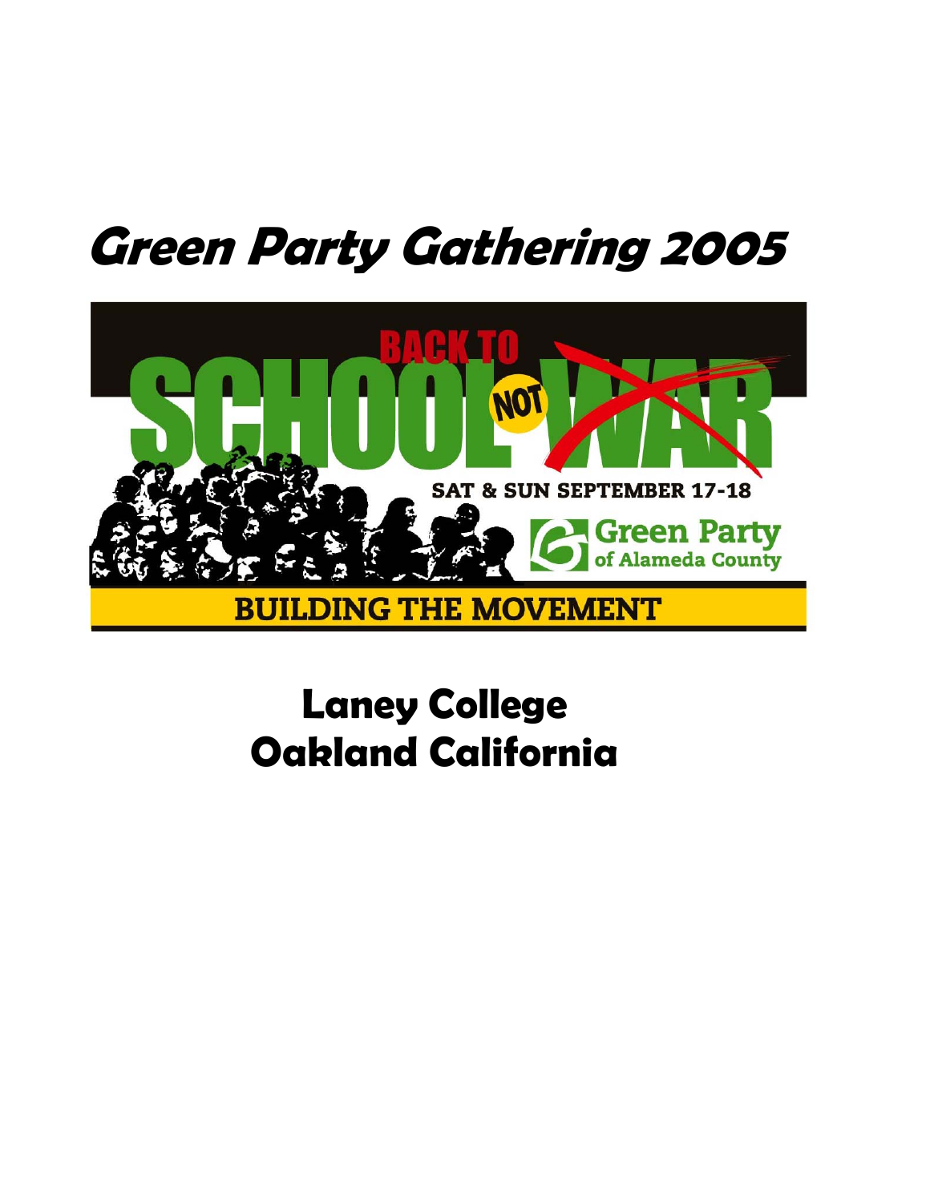# Green Party Gathering 2005

BACK TO SCHOOL NOT WAR

SAT & SUN SEPTEMBER 17-18

Green Party of Alameda County

BUILDING THE MOVEMENT

## Laney College
## Oakland California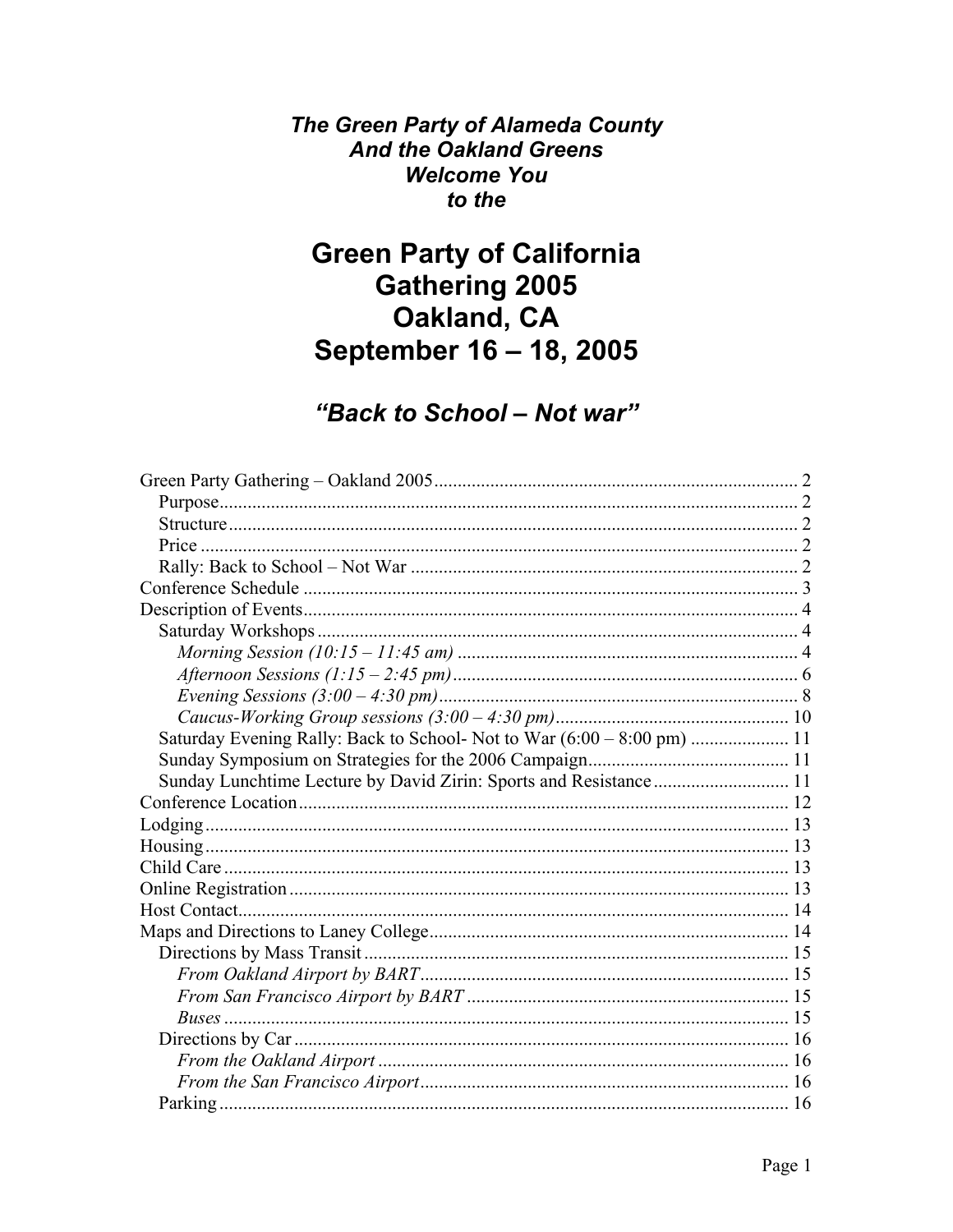***The Green Party of Alameda County***
***And the Oakland Greens***
***Welcome You***
***to the***

# Green Party of California Gathering 2005 Oakland, CA September 16 – 18, 2005

## *"Back to School – Not war"*

Green Party Gathering – Oakland 2005 .......... 2
- Purpose .......... 2
- Structure .......... 2
- Price .......... 2
- Rally: Back to School – Not War .......... 2

Conference Schedule .......... 3

Description of Events .......... 4
- Saturday Workshops .......... 4
  - *Morning Session (10:15 – 11:45 am)* .......... 4
  - *Afternoon Sessions (1:15 – 2:45 pm)* .......... 6
  - *Evening Sessions (3:00 – 4:30 pm)* .......... 8
  - *Caucus-Working Group sessions (3:00 – 4:30 pm)* .......... 10
- Saturday Evening Rally: Back to School- Not to War (6:00 – 8:00 pm) .......... 11
- Sunday Symposium on Strategies for the 2006 Campaign .......... 11
- Sunday Lunchtime Lecture by David Zirin: Sports and Resistance .......... 11

Conference Location .......... 12

Lodging .......... 13

Housing .......... 13

Child Care .......... 13

Online Registration .......... 13

Host Contact .......... 14

Maps and Directions to Laney College .......... 14
- Directions by Mass Transit .......... 15
  - *From Oakland Airport by BART* .......... 15
  - *From San Francisco Airport by BART* .......... 15
  - *Buses* .......... 15
- Directions by Car .......... 16
  - *From the Oakland Airport* .......... 16
  - *From the San Francisco Airport* .......... 16
- Parking .......... 16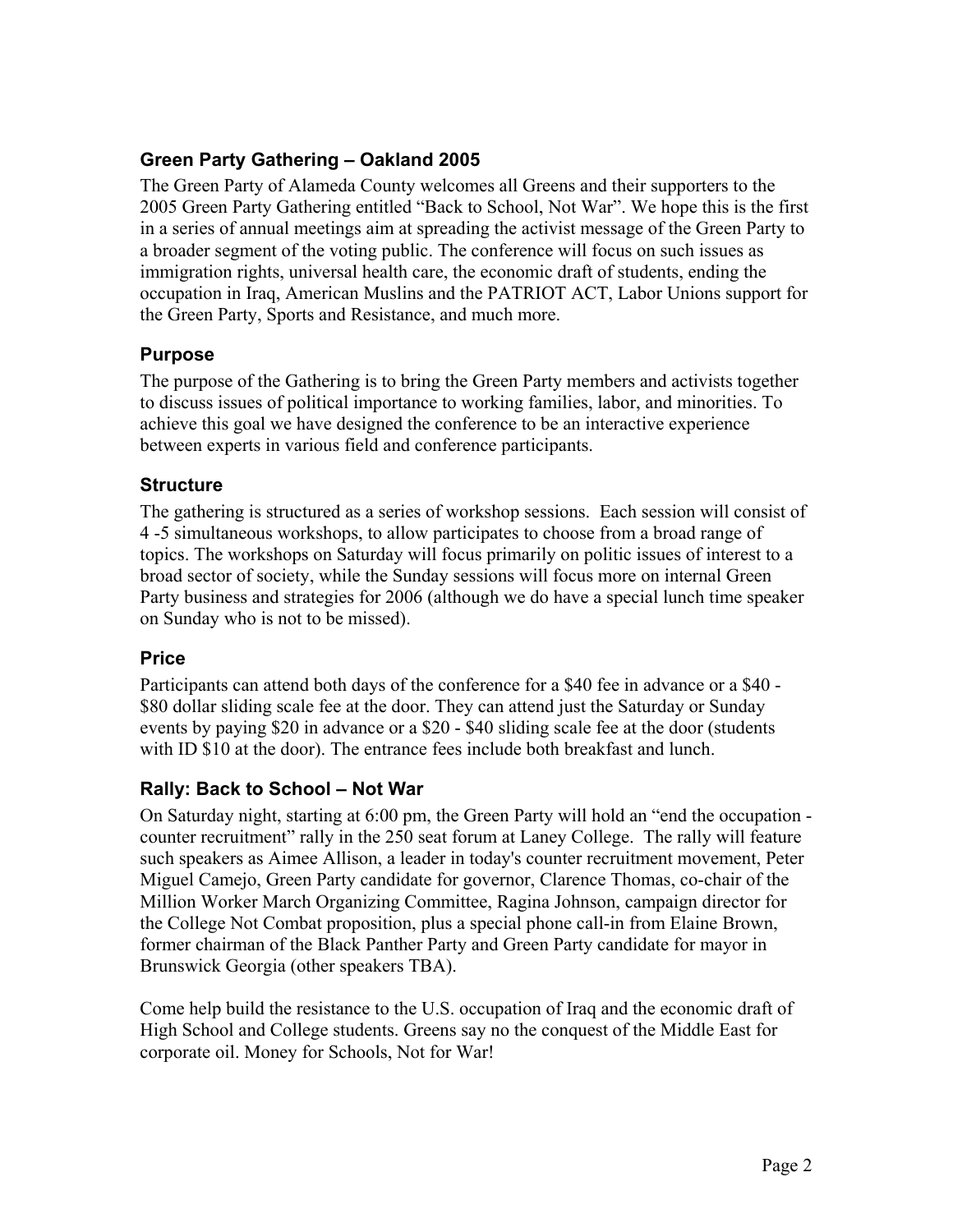## Green Party Gathering – Oakland 2005

The Green Party of Alameda County welcomes all Greens and their supporters to the 2005 Green Party Gathering entitled "Back to School, Not War". We hope this is the first in a series of annual meetings aim at spreading the activist message of the Green Party to a broader segment of the voting public. The conference will focus on such issues as immigration rights, universal health care, the economic draft of students, ending the occupation in Iraq, American Muslins and the PATRIOT ACT, Labor Unions support for the Green Party, Sports and Resistance, and much more.

### Purpose

The purpose of the Gathering is to bring the Green Party members and activists together to discuss issues of political importance to working families, labor, and minorities. To achieve this goal we have designed the conference to be an interactive experience between experts in various field and conference participants.

### Structure

The gathering is structured as a series of workshop sessions. Each session will consist of 4 -5 simultaneous workshops, to allow participates to choose from a broad range of topics. The workshops on Saturday will focus primarily on politic issues of interest to a broad sector of society, while the Sunday sessions will focus more on internal Green Party business and strategies for 2006 (although we do have a special lunch time speaker on Sunday who is not to be missed).

### Price

Participants can attend both days of the conference for a $40 fee in advance or a $40 - $80 dollar sliding scale fee at the door. They can attend just the Saturday or Sunday events by paying $20 in advance or a $20 - $40 sliding scale fee at the door (students with ID $10 at the door). The entrance fees include both breakfast and lunch.

### Rally: Back to School – Not War

On Saturday night, starting at 6:00 pm, the Green Party will hold an "end the occupation - counter recruitment" rally in the 250 seat forum at Laney College. The rally will feature such speakers as Aimee Allison, a leader in today's counter recruitment movement, Peter Miguel Camejo, Green Party candidate for governor, Clarence Thomas, co-chair of the Million Worker March Organizing Committee, Ragina Johnson, campaign director for the College Not Combat proposition, plus a special phone call-in from Elaine Brown, former chairman of the Black Panther Party and Green Party candidate for mayor in Brunswick Georgia (other speakers TBA).

Come help build the resistance to the U.S. occupation of Iraq and the economic draft of High School and College students. Greens say no the conquest of the Middle East for corporate oil. Money for Schools, Not for War!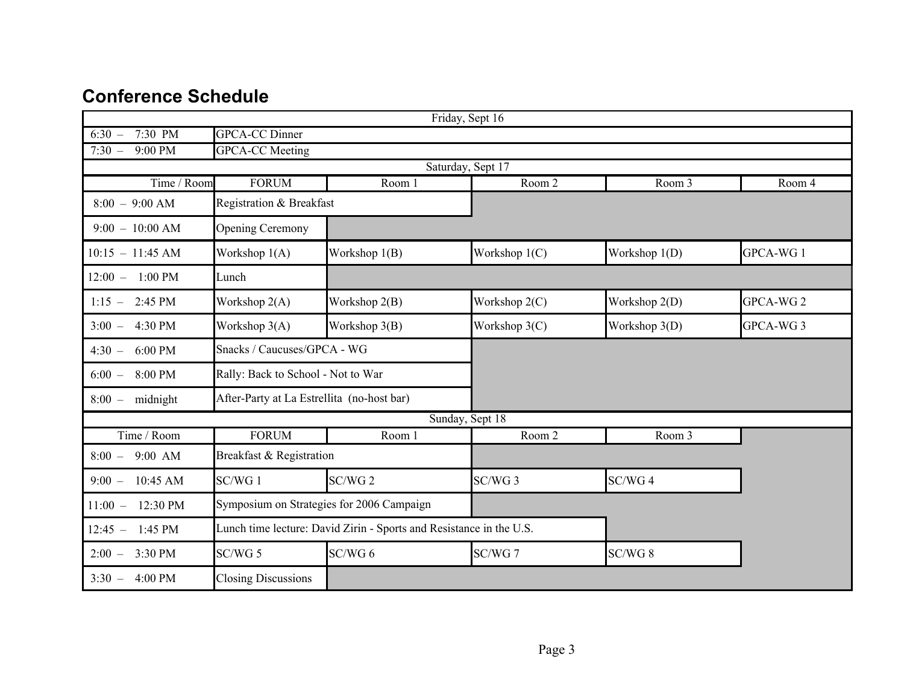## Conference Schedule

| Friday, Sept 16 | | | | | |
|---|---|---|---|---|---|
| 6:30 – 7:30 PM | GPCA-CC Dinner | | | | |
| 7:30 – 9:00 PM | GPCA-CC Meeting | | | | |

| Saturday, Sept 17 | | | | | |
|---|---|---|---|---|---|
| Time / Room | FORUM | Room 1 | Room 2 | Room 3 | Room 4 |
| 8:00 – 9:00 AM | Registration & Breakfast | | | | |
| 9:00 – 10:00 AM | Opening Ceremony | | | | |
| 10:15 – 11:45 AM | Workshop 1(A) | Workshop 1(B) | Workshop 1(C) | Workshop 1(D) | GPCA-WG 1 |
| 12:00 – 1:00 PM | Lunch | | | | |
| 1:15 – 2:45 PM | Workshop 2(A) | Workshop 2(B) | Workshop 2(C) | Workshop 2(D) | GPCA-WG 2 |
| 3:00 – 4:30 PM | Workshop 3(A) | Workshop 3(B) | Workshop 3(C) | Workshop 3(D) | GPCA-WG 3 |
| 4:30 – 6:00 PM | Snacks / Caucuses/GPCA - WG | | | | |
| 6:00 – 8:00 PM | Rally: Back to School - Not to War | | | | |
| 8:00 – midnight | After-Party at La Estrellita (no-host bar) | | | | |

| Sunday, Sept 18 | | | | |
|---|---|---|---|---|
| Time / Room | FORUM | Room 1 | Room 2 | Room 3 |
| 8:00 – 9:00 AM | Breakfast & Registration | | | |
| 9:00 – 10:45 AM | SC/WG 1 | SC/WG 2 | SC/WG 3 | SC/WG 4 |
| 11:00 – 12:30 PM | Symposium on Strategies for 2006 Campaign | | | |
| 12:45 – 1:45 PM | Lunch time lecture: David Zirin - Sports and Resistance in the U.S. | | | |
| 2:00 – 3:30 PM | SC/WG 5 | SC/WG 6 | SC/WG 7 | SC/WG 8 |
| 3:30 – 4:00 PM | Closing Discussions | | | |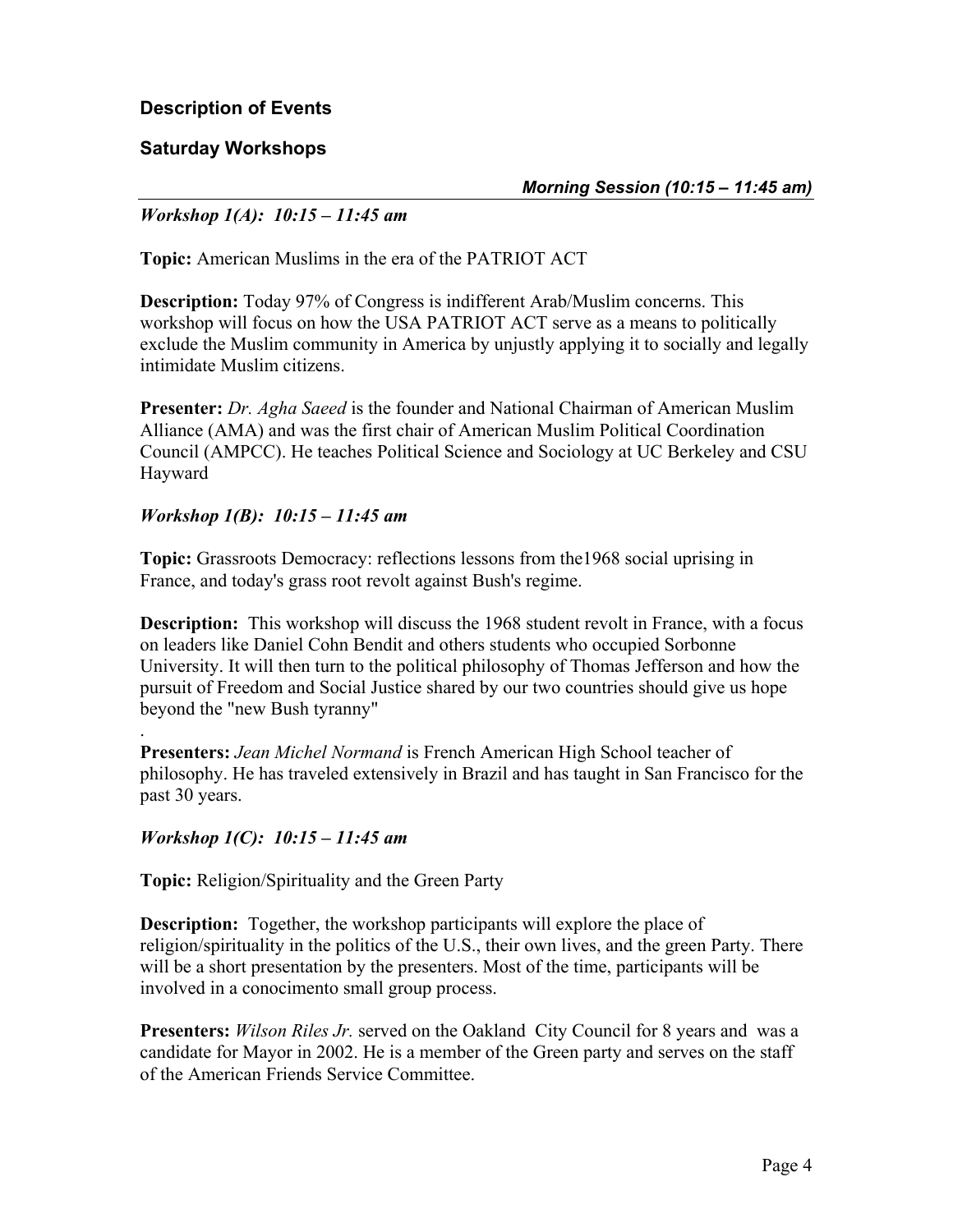## Description of Events

### Saturday Workshops

***Morning Session (10:15 – 11:45 am)***

*Workshop 1(A): 10:15 – 11:45 am*

**Topic:** American Muslims in the era of the PATRIOT ACT

**Description:** Today 97% of Congress is indifferent Arab/Muslim concerns. This workshop will focus on how the USA PATRIOT ACT serve as a means to politically exclude the Muslim community in America by unjustly applying it to socially and legally intimidate Muslim citizens.

**Presenter:** *Dr. Agha Saeed* is the founder and National Chairman of American Muslim Alliance (AMA) and was the first chair of American Muslim Political Coordination Council (AMPCC). He teaches Political Science and Sociology at UC Berkeley and CSU Hayward

*Workshop 1(B): 10:15 – 11:45 am*

**Topic:** Grassroots Democracy: reflections lessons from the1968 social uprising in France, and today's grass root revolt against Bush's regime.

**Description:** This workshop will discuss the 1968 student revolt in France, with a focus on leaders like Daniel Cohn Bendit and others students who occupied Sorbonne University. It will then turn to the political philosophy of Thomas Jefferson and how the pursuit of Freedom and Social Justice shared by our two countries should give us hope beyond the "new Bush tyranny"

.
**Presenters:** *Jean Michel Normand* is French American High School teacher of philosophy. He has traveled extensively in Brazil and has taught in San Francisco for the past 30 years.

*Workshop 1(C): 10:15 – 11:45 am*

**Topic:** Religion/Spirituality and the Green Party

**Description:** Together, the workshop participants will explore the place of religion/spirituality in the politics of the U.S., their own lives, and the green Party. There will be a short presentation by the presenters. Most of the time, participants will be involved in a conocimento small group process.

**Presenters:** *Wilson Riles Jr.* served on the Oakland City Council for 8 years and was a candidate for Mayor in 2002. He is a member of the Green party and serves on the staff of the American Friends Service Committee.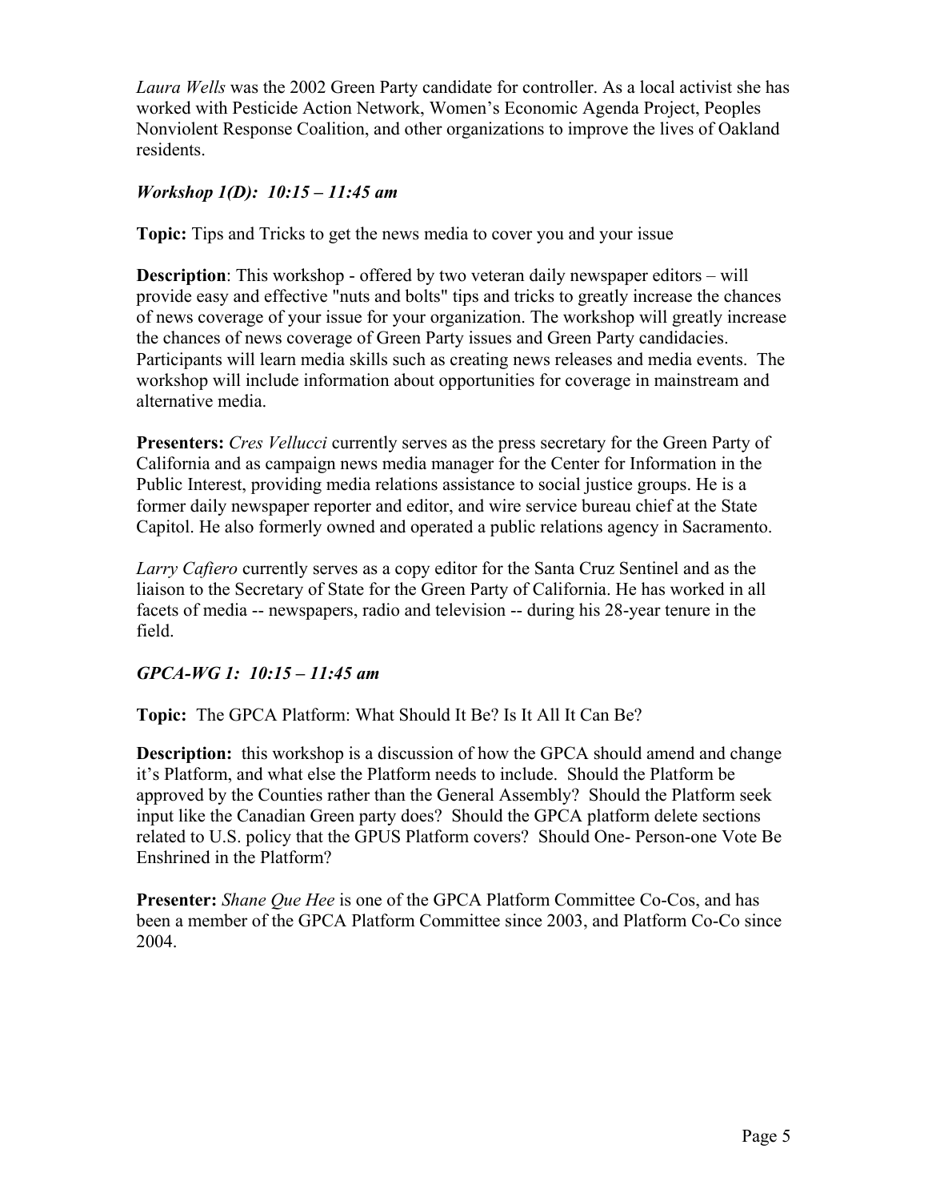*Laura Wells* was the 2002 Green Party candidate for controller. As a local activist she has worked with Pesticide Action Network, Women's Economic Agenda Project, Peoples Nonviolent Response Coalition, and other organizations to improve the lives of Oakland residents.

### *Workshop 1(D): 10:15 – 11:45 am*

**Topic:** Tips and Tricks to get the news media to cover you and your issue

**Description**: This workshop - offered by two veteran daily newspaper editors – will provide easy and effective "nuts and bolts" tips and tricks to greatly increase the chances of news coverage of your issue for your organization. The workshop will greatly increase the chances of news coverage of Green Party issues and Green Party candidacies. Participants will learn media skills such as creating news releases and media events. The workshop will include information about opportunities for coverage in mainstream and alternative media.

**Presenters:** *Cres Vellucci* currently serves as the press secretary for the Green Party of California and as campaign news media manager for the Center for Information in the Public Interest, providing media relations assistance to social justice groups. He is a former daily newspaper reporter and editor, and wire service bureau chief at the State Capitol. He also formerly owned and operated a public relations agency in Sacramento.

*Larry Cafiero* currently serves as a copy editor for the Santa Cruz Sentinel and as the liaison to the Secretary of State for the Green Party of California. He has worked in all facets of media -- newspapers, radio and television -- during his 28-year tenure in the field.

### *GPCA-WG 1: 10:15 – 11:45 am*

**Topic:** The GPCA Platform: What Should It Be? Is It All It Can Be?

**Description:** this workshop is a discussion of how the GPCA should amend and change it's Platform, and what else the Platform needs to include. Should the Platform be approved by the Counties rather than the General Assembly? Should the Platform seek input like the Canadian Green party does? Should the GPCA platform delete sections related to U.S. policy that the GPUS Platform covers? Should One- Person-one Vote Be Enshrined in the Platform?

**Presenter:** *Shane Que Hee* is one of the GPCA Platform Committee Co-Cos, and has been a member of the GPCA Platform Committee since 2003, and Platform Co-Co since 2004.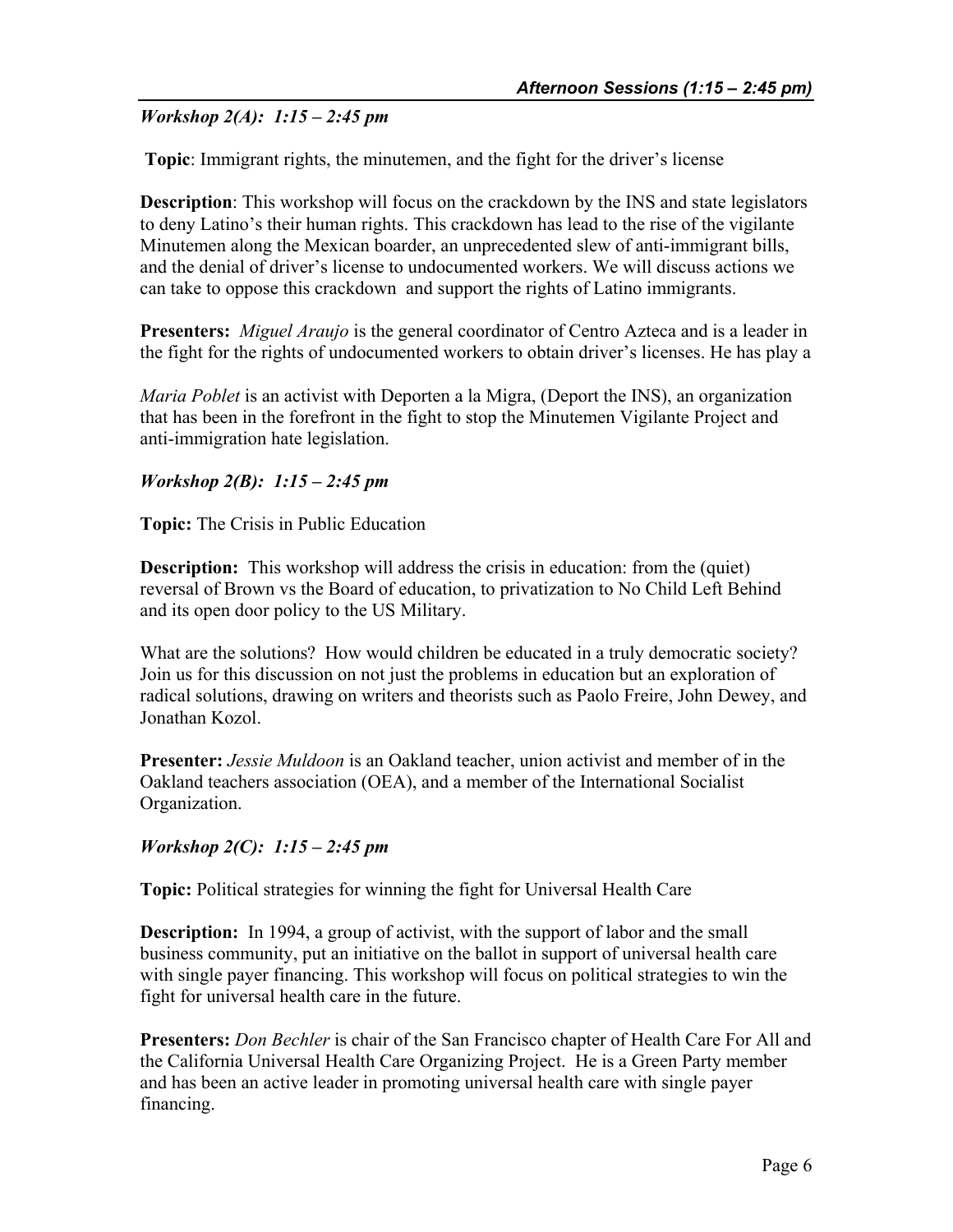### *Workshop 2(A): 1:15 – 2:45 pm*

**Topic**: Immigrant rights, the minutemen, and the fight for the driver's license

**Description**: This workshop will focus on the crackdown by the INS and state legislators to deny Latino's their human rights. This crackdown has lead to the rise of the vigilante Minutemen along the Mexican boarder, an unprecedented slew of anti-immigrant bills, and the denial of driver's license to undocumented workers. We will discuss actions we can take to oppose this crackdown and support the rights of Latino immigrants.

**Presenters:** *Miguel Araujo* is the general coordinator of Centro Azteca and is a leader in the fight for the rights of undocumented workers to obtain driver's licenses. He has play a

*Maria Poblet* is an activist with Deporten a la Migra, (Deport the INS), an organization that has been in the forefront in the fight to stop the Minutemen Vigilante Project and anti-immigration hate legislation.

### *Workshop 2(B): 1:15 – 2:45 pm*

**Topic:** The Crisis in Public Education

**Description:** This workshop will address the crisis in education: from the (quiet) reversal of Brown vs the Board of education, to privatization to No Child Left Behind and its open door policy to the US Military.

What are the solutions? How would children be educated in a truly democratic society? Join us for this discussion on not just the problems in education but an exploration of radical solutions, drawing on writers and theorists such as Paolo Freire, John Dewey, and Jonathan Kozol.

**Presenter:** *Jessie Muldoon* is an Oakland teacher, union activist and member of in the Oakland teachers association (OEA), and a member of the International Socialist Organization.

### *Workshop 2(C): 1:15 – 2:45 pm*

**Topic:** Political strategies for winning the fight for Universal Health Care

**Description:** In 1994, a group of activist, with the support of labor and the small business community, put an initiative on the ballot in support of universal health care with single payer financing. This workshop will focus on political strategies to win the fight for universal health care in the future.

**Presenters:** *Don Bechler* is chair of the San Francisco chapter of Health Care For All and the California Universal Health Care Organizing Project. He is a Green Party member and has been an active leader in promoting universal health care with single payer financing.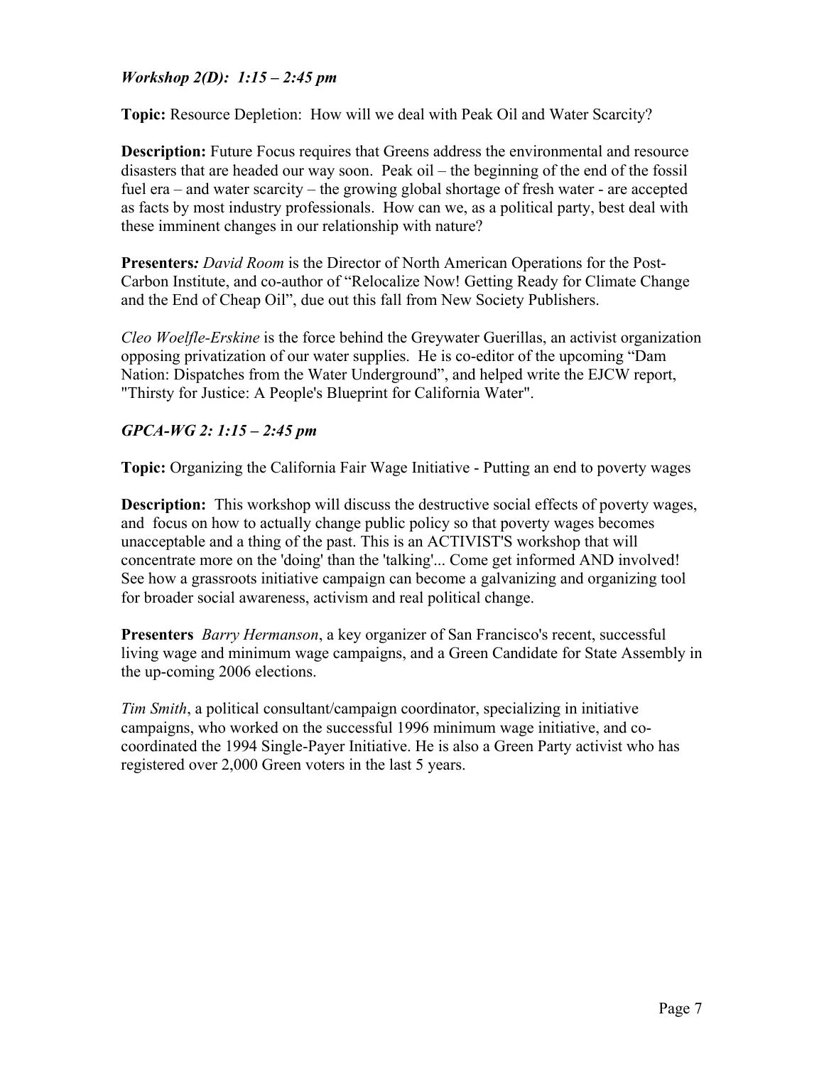### *Workshop 2(D): 1:15 – 2:45 pm*

**Topic:** Resource Depletion: How will we deal with Peak Oil and Water Scarcity?

**Description:** Future Focus requires that Greens address the environmental and resource disasters that are headed our way soon. Peak oil – the beginning of the end of the fossil fuel era – and water scarcity – the growing global shortage of fresh water - are accepted as facts by most industry professionals. How can we, as a political party, best deal with these imminent changes in our relationship with nature?

**Presenters***:* *David Room* is the Director of North American Operations for the Post-Carbon Institute, and co-author of "Relocalize Now! Getting Ready for Climate Change and the End of Cheap Oil", due out this fall from New Society Publishers.

*Cleo Woelfle-Erskine* is the force behind the Greywater Guerillas, an activist organization opposing privatization of our water supplies. He is co-editor of the upcoming "Dam Nation: Dispatches from the Water Underground", and helped write the EJCW report, "Thirsty for Justice: A People's Blueprint for California Water".

### *GPCA-WG 2: 1:15 – 2:45 pm*

**Topic:** Organizing the California Fair Wage Initiative - Putting an end to poverty wages

**Description:** This workshop will discuss the destructive social effects of poverty wages, and focus on how to actually change public policy so that poverty wages becomes unacceptable and a thing of the past. This is an ACTIVIST'S workshop that will concentrate more on the 'doing' than the 'talking'... Come get informed AND involved! See how a grassroots initiative campaign can become a galvanizing and organizing tool for broader social awareness, activism and real political change.

**Presenters** *Barry Hermanson*, a key organizer of San Francisco's recent, successful living wage and minimum wage campaigns, and a Green Candidate for State Assembly in the up-coming 2006 elections.

*Tim Smith*, a political consultant/campaign coordinator, specializing in initiative campaigns, who worked on the successful 1996 minimum wage initiative, and co-coordinated the 1994 Single-Payer Initiative. He is also a Green Party activist who has registered over 2,000 Green voters in the last 5 years.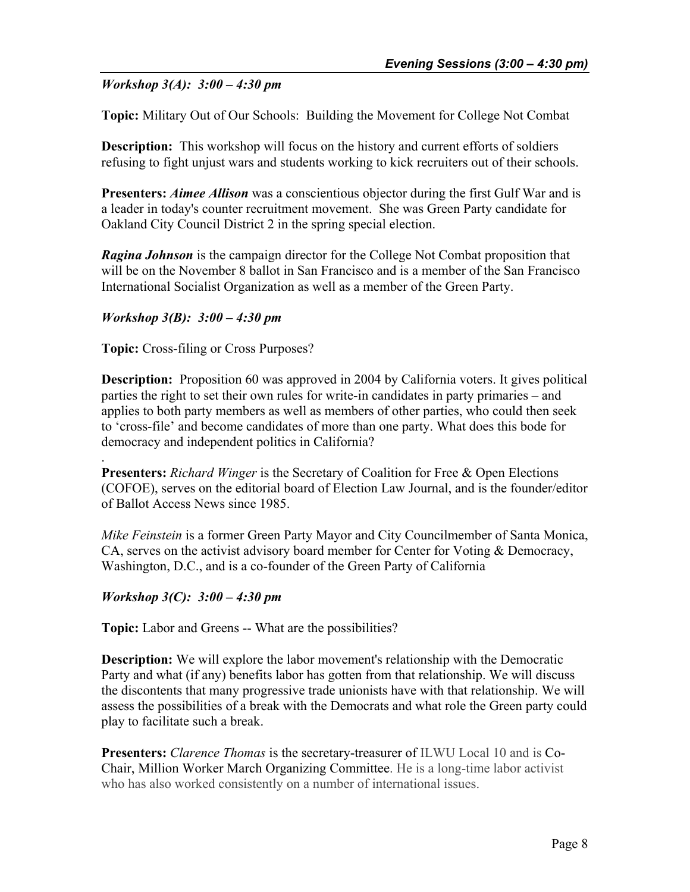## Evening Sessions (3:00 – 4:30 pm)

### *Workshop 3(A): 3:00 – 4:30 pm*

**Topic:** Military Out of Our Schools: Building the Movement for College Not Combat

**Description:** This workshop will focus on the history and current efforts of soldiers refusing to fight unjust wars and students working to kick recruiters out of their schools.

**Presenters:** ***Aimee Allison*** was a conscientious objector during the first Gulf War and is a leader in today's counter recruitment movement. She was Green Party candidate for Oakland City Council District 2 in the spring special election.

***Ragina Johnson*** is the campaign director for the College Not Combat proposition that will be on the November 8 ballot in San Francisco and is a member of the San Francisco International Socialist Organization as well as a member of the Green Party.

### *Workshop 3(B): 3:00 – 4:30 pm*

**Topic:** Cross-filing or Cross Purposes?

**Description:** Proposition 60 was approved in 2004 by California voters. It gives political parties the right to set their own rules for write-in candidates in party primaries – and applies to both party members as well as members of other parties, who could then seek to 'cross-file' and become candidates of more than one party. What does this bode for democracy and independent politics in California?

.

**Presenters:** *Richard Winger* is the Secretary of Coalition for Free & Open Elections (COFOE), serves on the editorial board of Election Law Journal, and is the founder/editor of Ballot Access News since 1985.

*Mike Feinstein* is a former Green Party Mayor and City Councilmember of Santa Monica, CA, serves on the activist advisory board member for Center for Voting & Democracy, Washington, D.C., and is a co-founder of the Green Party of California

### *Workshop 3(C): 3:00 – 4:30 pm*

**Topic:** Labor and Greens -- What are the possibilities?

**Description:** We will explore the labor movement's relationship with the Democratic Party and what (if any) benefits labor has gotten from that relationship. We will discuss the discontents that many progressive trade unionists have with that relationship. We will assess the possibilities of a break with the Democrats and what role the Green party could play to facilitate such a break.

**Presenters:** *Clarence Thomas* is the secretary-treasurer of ILWU Local 10 and is Co-Chair, Million Worker March Organizing Committee. He is a long-time labor activist who has also worked consistently on a number of international issues.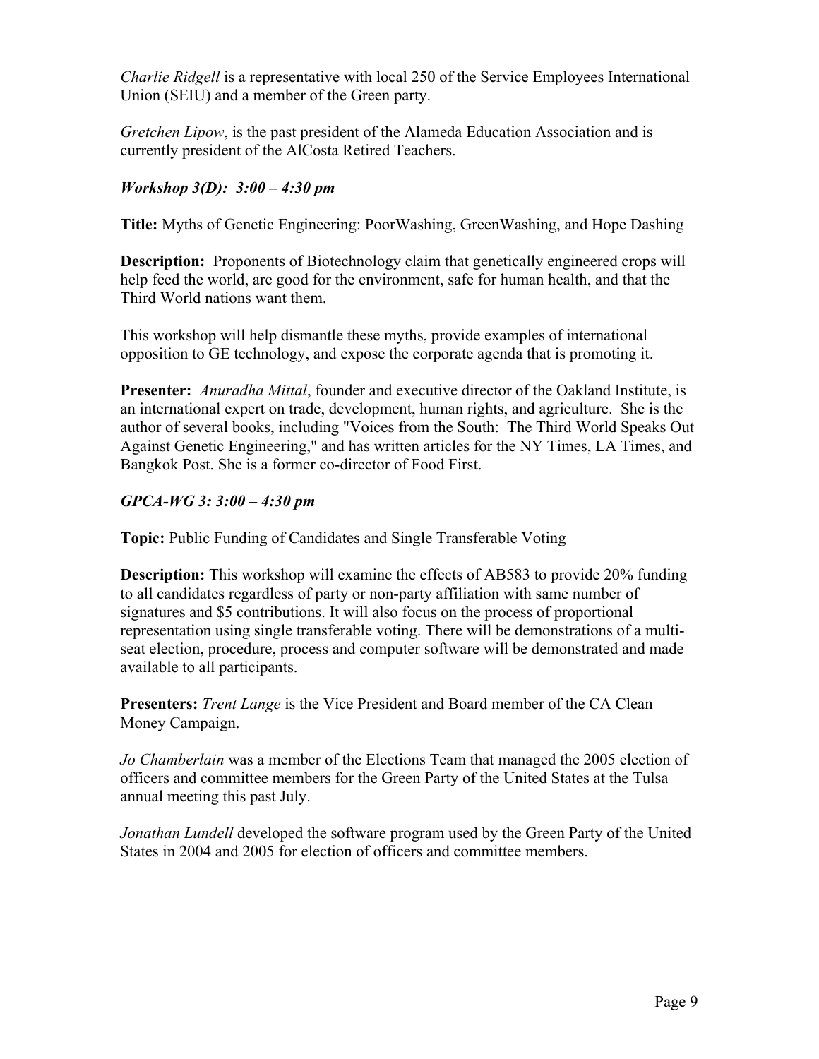*Charlie Ridgell* is a representative with local 250 of the Service Employees International Union (SEIU) and a member of the Green party.

*Gretchen Lipow*, is the past president of the Alameda Education Association and is currently president of the AlCosta Retired Teachers.

***Workshop 3(D): 3:00 – 4:30 pm***

**Title:** Myths of Genetic Engineering: PoorWashing, GreenWashing, and Hope Dashing

**Description:** Proponents of Biotechnology claim that genetically engineered crops will help feed the world, are good for the environment, safe for human health, and that the Third World nations want them.

This workshop will help dismantle these myths, provide examples of international opposition to GE technology, and expose the corporate agenda that is promoting it.

**Presenter:** *Anuradha Mittal*, founder and executive director of the Oakland Institute, is an international expert on trade, development, human rights, and agriculture. She is the author of several books, including "Voices from the South: The Third World Speaks Out Against Genetic Engineering," and has written articles for the NY Times, LA Times, and Bangkok Post. She is a former co-director of Food First.

***GPCA-WG 3: 3:00 – 4:30 pm***

**Topic:** Public Funding of Candidates and Single Transferable Voting

**Description:** This workshop will examine the effects of AB583 to provide 20% funding to all candidates regardless of party or non-party affiliation with same number of signatures and $5 contributions. It will also focus on the process of proportional representation using single transferable voting. There will be demonstrations of a multi-seat election, procedure, process and computer software will be demonstrated and made available to all participants.

**Presenters:** *Trent Lange* is the Vice President and Board member of the CA Clean Money Campaign.

*Jo Chamberlain* was a member of the Elections Team that managed the 2005 election of officers and committee members for the Green Party of the United States at the Tulsa annual meeting this past July.

*Jonathan Lundell* developed the software program used by the Green Party of the United States in 2004 and 2005 for election of officers and committee members.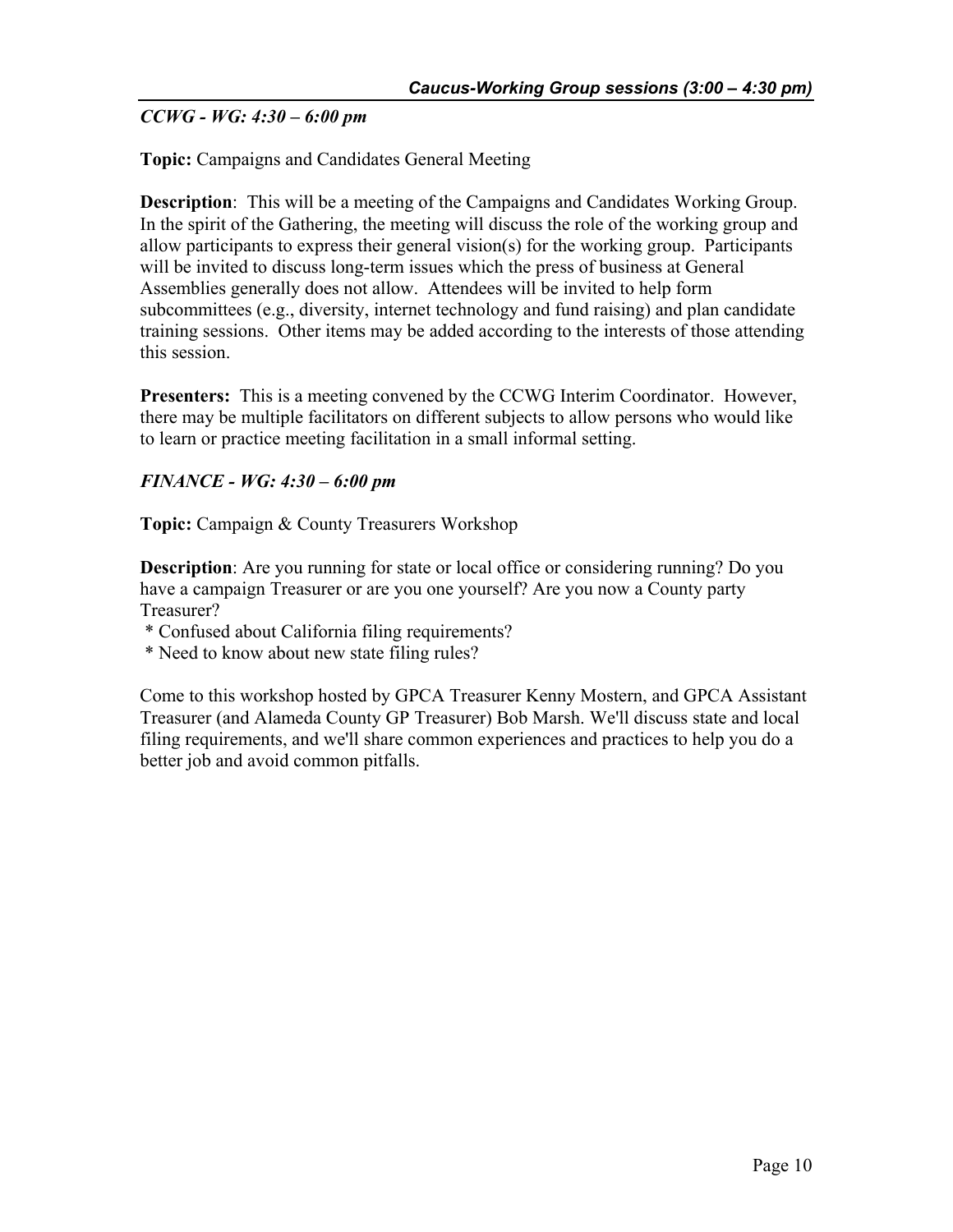*CCWG - WG: 4:30 – 6:00 pm*

**Topic:** Campaigns and Candidates General Meeting

**Description**: This will be a meeting of the Campaigns and Candidates Working Group. In the spirit of the Gathering, the meeting will discuss the role of the working group and allow participants to express their general vision(s) for the working group. Participants will be invited to discuss long-term issues which the press of business at General Assemblies generally does not allow. Attendees will be invited to help form subcommittees (e.g., diversity, internet technology and fund raising) and plan candidate training sessions. Other items may be added according to the interests of those attending this session.

**Presenters:** This is a meeting convened by the CCWG Interim Coordinator. However, there may be multiple facilitators on different subjects to allow persons who would like to learn or practice meeting facilitation in a small informal setting.

*FINANCE - WG: 4:30 – 6:00 pm*

**Topic:** Campaign & County Treasurers Workshop

**Description**: Are you running for state or local office or considering running? Do you have a campaign Treasurer or are you one yourself? Are you now a County party Treasurer?

* Confused about California filing requirements?
* Need to know about new state filing rules?

Come to this workshop hosted by GPCA Treasurer Kenny Mostern, and GPCA Assistant Treasurer (and Alameda County GP Treasurer) Bob Marsh. We'll discuss state and local filing requirements, and we'll share common experiences and practices to help you do a better job and avoid common pitfalls.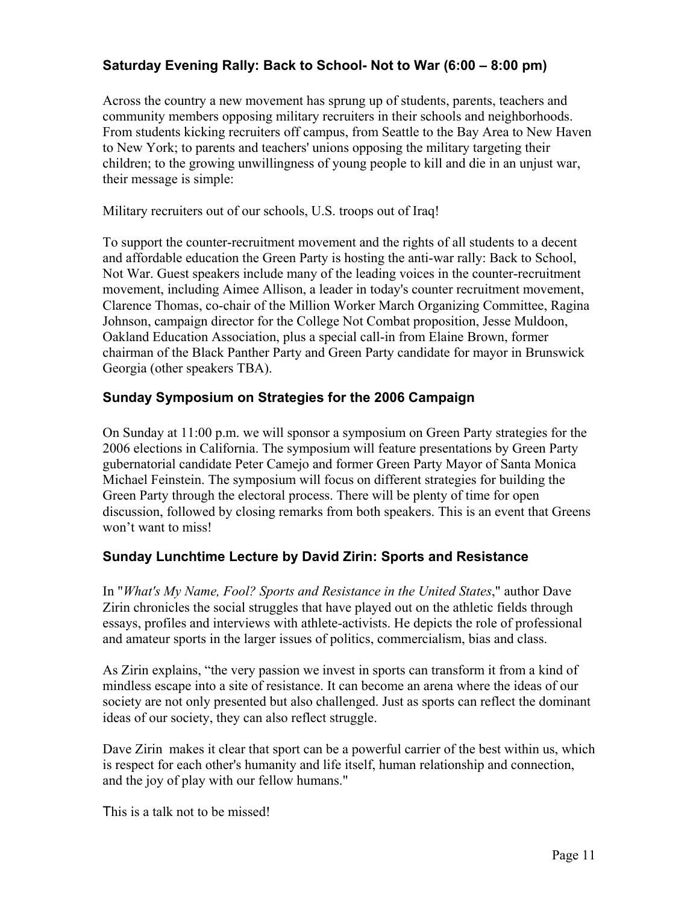### Saturday Evening Rally: Back to School- Not to War (6:00 – 8:00 pm)

Across the country a new movement has sprung up of students, parents, teachers and community members opposing military recruiters in their schools and neighborhoods. From students kicking recruiters off campus, from Seattle to the Bay Area to New Haven to New York; to parents and teachers' unions opposing the military targeting their children; to the growing unwillingness of young people to kill and die in an unjust war, their message is simple:

Military recruiters out of our schools, U.S. troops out of Iraq!

To support the counter-recruitment movement and the rights of all students to a decent and affordable education the Green Party is hosting the anti-war rally: Back to School, Not War. Guest speakers include many of the leading voices in the counter-recruitment movement, including Aimee Allison, a leader in today's counter recruitment movement, Clarence Thomas, co-chair of the Million Worker March Organizing Committee, Ragina Johnson, campaign director for the College Not Combat proposition, Jesse Muldoon, Oakland Education Association, plus a special call-in from Elaine Brown, former chairman of the Black Panther Party and Green Party candidate for mayor in Brunswick Georgia (other speakers TBA).

### Sunday Symposium on Strategies for the 2006 Campaign

On Sunday at 11:00 p.m. we will sponsor a symposium on Green Party strategies for the 2006 elections in California. The symposium will feature presentations by Green Party gubernatorial candidate Peter Camejo and former Green Party Mayor of Santa Monica Michael Feinstein. The symposium will focus on different strategies for building the Green Party through the electoral process. There will be plenty of time for open discussion, followed by closing remarks from both speakers. This is an event that Greens won't want to miss!

### Sunday Lunchtime Lecture by David Zirin: Sports and Resistance

In "*What's My Name, Fool? Sports and Resistance in the United States*," author Dave Zirin chronicles the social struggles that have played out on the athletic fields through essays, profiles and interviews with athlete-activists. He depicts the role of professional and amateur sports in the larger issues of politics, commercialism, bias and class.

As Zirin explains, "the very passion we invest in sports can transform it from a kind of mindless escape into a site of resistance. It can become an arena where the ideas of our society are not only presented but also challenged. Just as sports can reflect the dominant ideas of our society, they can also reflect struggle.

Dave Zirin makes it clear that sport can be a powerful carrier of the best within us, which is respect for each other's humanity and life itself, human relationship and connection, and the joy of play with our fellow humans."

This is a talk not to be missed!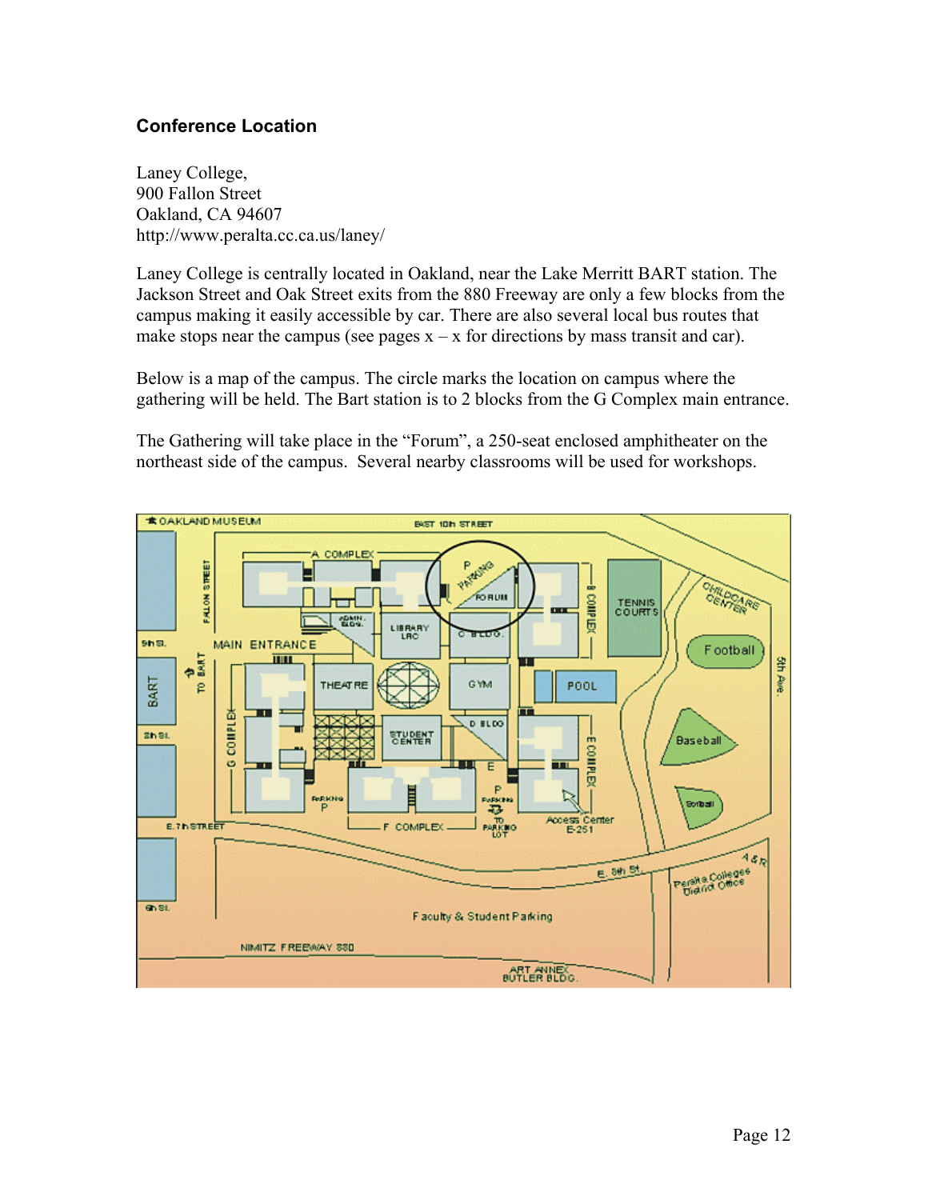## Conference Location

Laney College,
900 Fallon Street
Oakland, CA 94607
http://www.peralta.cc.ca.us/laney/

Laney College is centrally located in Oakland, near the Lake Merritt BART station. The Jackson Street and Oak Street exits from the 880 Freeway are only a few blocks from the campus making it easily accessible by car. There are also several local bus routes that make stops near the campus (see pages x – x for directions by mass transit and car).

Below is a map of the campus. The circle marks the location on campus where the gathering will be held. The Bart station is to 2 blocks from the G Complex main entrance.

The Gathering will take place in the "Forum", a 250-seat enclosed amphitheater on the northeast side of the campus. Several nearby classrooms will be used for workshops.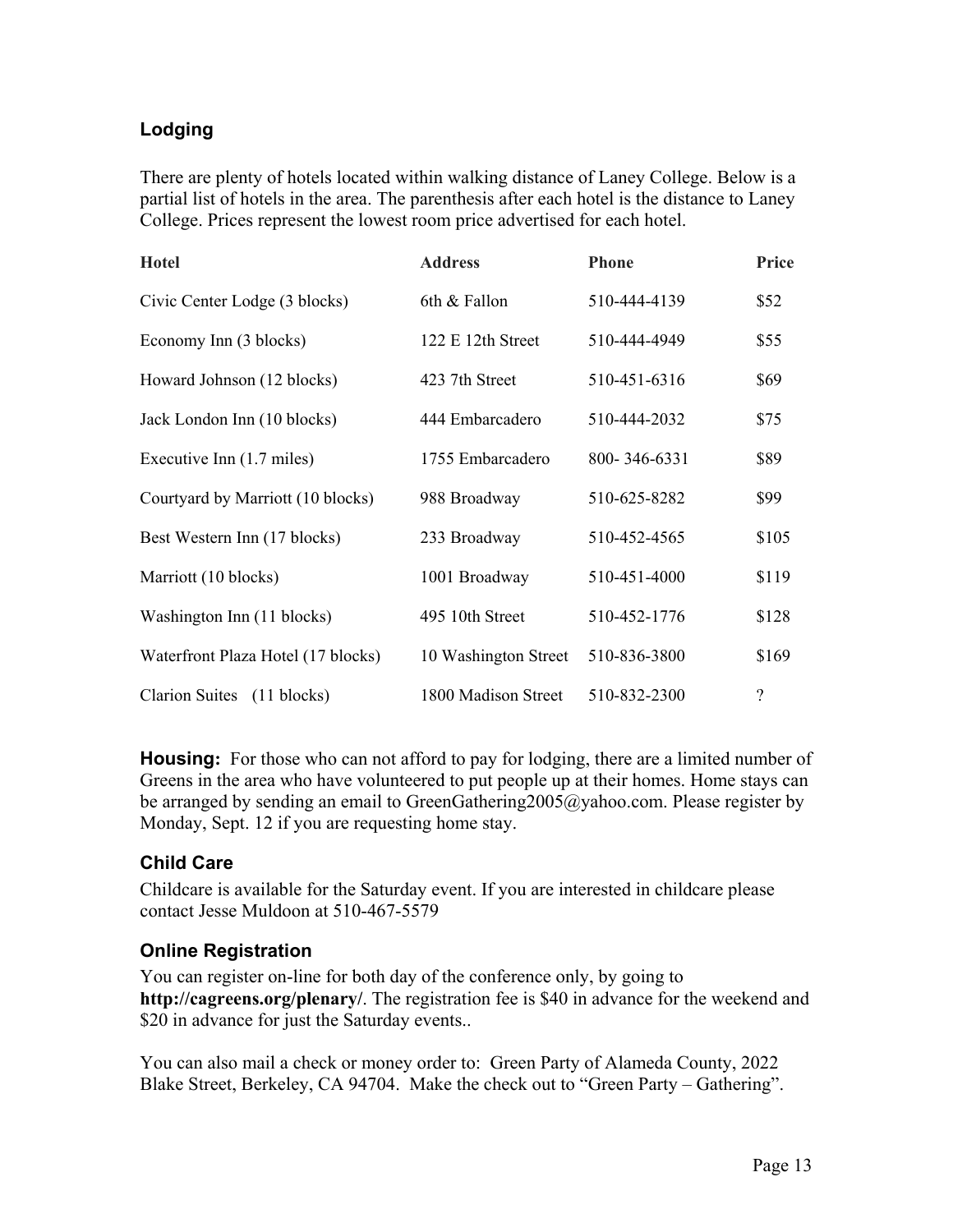## Lodging

There are plenty of hotels located within walking distance of Laney College. Below is a partial list of hotels in the area. The parenthesis after each hotel is the distance to Laney College. Prices represent the lowest room price advertised for each hotel.

| Hotel | Address | Phone | Price |
|---|---|---|---|
| Civic Center Lodge (3 blocks) | 6th & Fallon | 510-444-4139 | $52 |
| Economy Inn (3 blocks) | 122 E 12th Street | 510-444-4949 | $55 |
| Howard Johnson (12 blocks) | 423 7th Street | 510-451-6316 | $69 |
| Jack London Inn (10 blocks) | 444 Embarcadero | 510-444-2032 | $75 |
| Executive Inn (1.7 miles) | 1755 Embarcadero | 800- 346-6331 | $89 |
| Courtyard by Marriott (10 blocks) | 988 Broadway | 510-625-8282 | $99 |
| Best Western Inn (17 blocks) | 233 Broadway | 510-452-4565 | $105 |
| Marriott (10 blocks) | 1001 Broadway | 510-451-4000 | $119 |
| Washington Inn (11 blocks) | 495 10th Street | 510-452-1776 | $128 |
| Waterfront Plaza Hotel (17 blocks) | 10 Washington Street | 510-836-3800 | $169 |
| Clarion Suites (11 blocks) | 1800 Madison Street | 510-832-2300 | ? |

**Housing:** For those who can not afford to pay for lodging, there are a limited number of Greens in the area who have volunteered to put people up at their homes. Home stays can be arranged by sending an email to GreenGathering2005@yahoo.com. Please register by Monday, Sept. 12 if you are requesting home stay.

## Child Care

Childcare is available for the Saturday event. If you are interested in childcare please contact Jesse Muldoon at 510-467-5579

## Online Registration

You can register on-line for both day of the conference only, by going to **http://cagreens.org/plenary/**. The registration fee is $40 in advance for the weekend and $20 in advance for just the Saturday events..

You can also mail a check or money order to: Green Party of Alameda County, 2022 Blake Street, Berkeley, CA 94704. Make the check out to "Green Party – Gathering".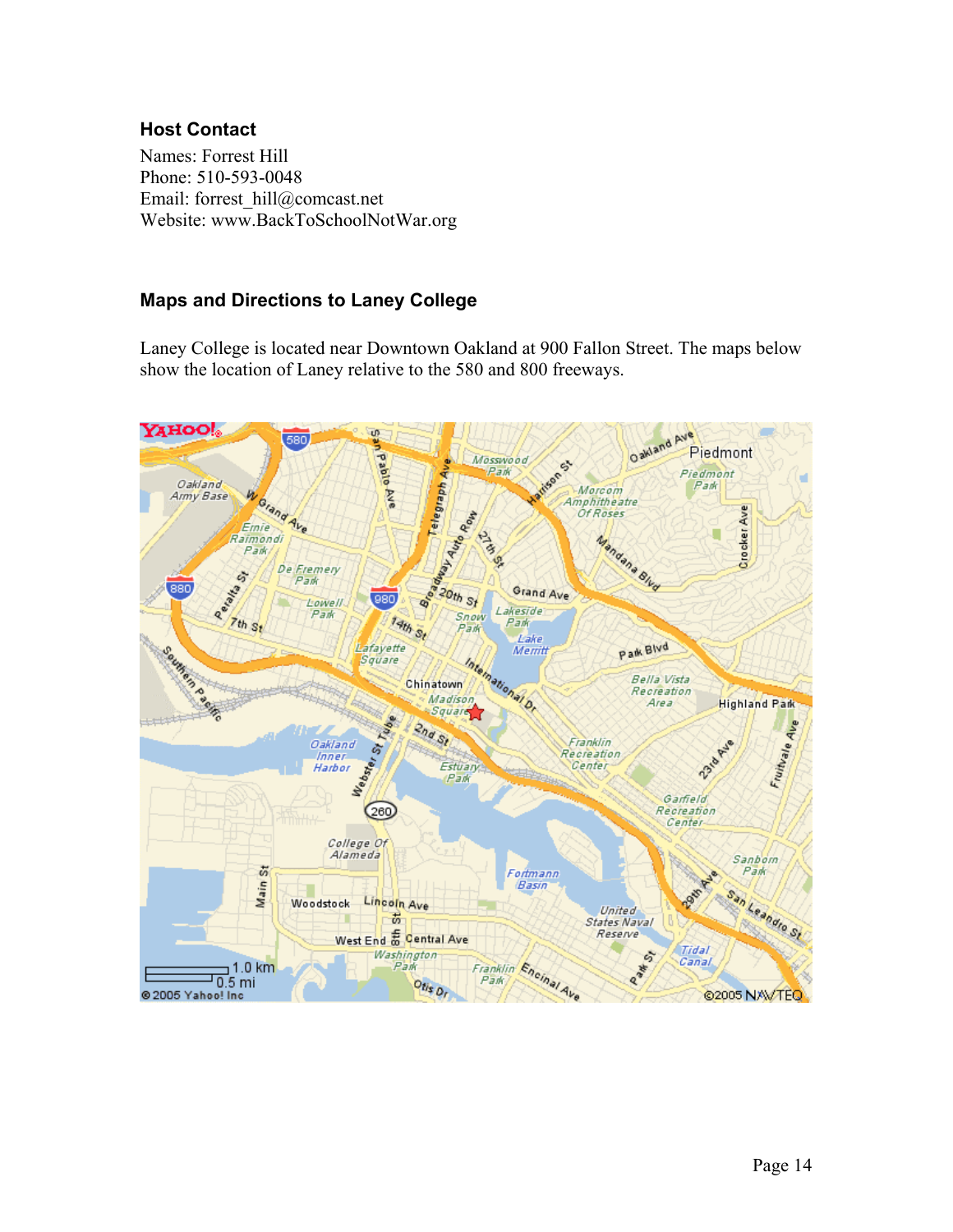### Host Contact

Names: Forrest Hill
Phone: 510-593-0048
Email: forrest_hill@comcast.net
Website: www.BackToSchoolNotWar.org

### Maps and Directions to Laney College

Laney College is located near Downtown Oakland at 900 Fallon Street. The maps below show the location of Laney relative to the 580 and 800 freeways.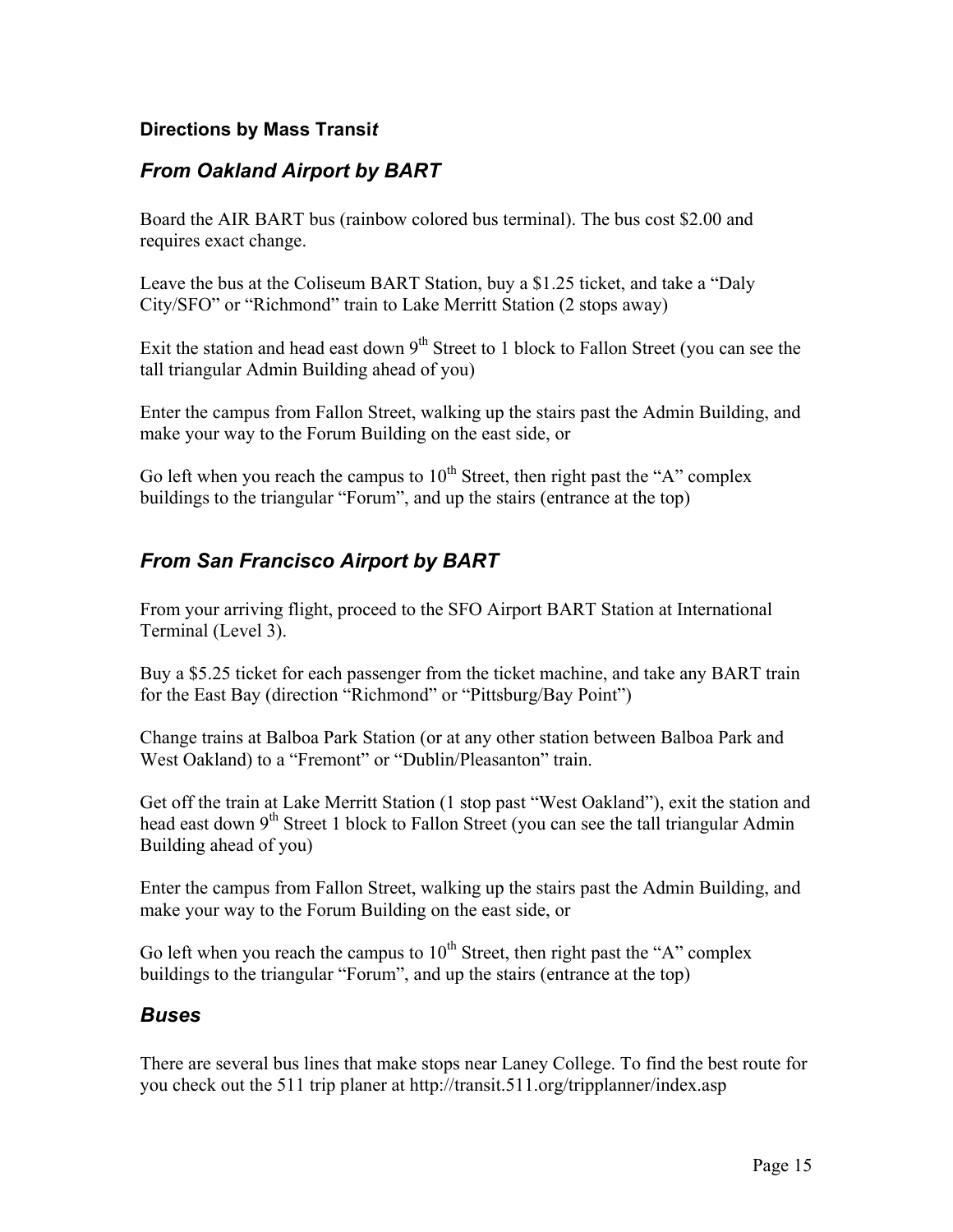### **Directions by Mass Transi*t***

## *From Oakland Airport by BART*

Board the AIR BART bus (rainbow colored bus terminal). The bus cost $2.00 and requires exact change.

Leave the bus at the Coliseum BART Station, buy a $1.25 ticket, and take a “Daly City/SFO” or “Richmond” train to Lake Merritt Station (2 stops away)

Exit the station and head east down 9th Street to 1 block to Fallon Street (you can see the tall triangular Admin Building ahead of you)

Enter the campus from Fallon Street, walking up the stairs past the Admin Building, and make your way to the Forum Building on the east side, or

Go left when you reach the campus to 10th Street, then right past the “A” complex buildings to the triangular “Forum”, and up the stairs (entrance at the top)

## *From San Francisco Airport by BART*

From your arriving flight, proceed to the SFO Airport BART Station at International Terminal (Level 3).

Buy a $5.25 ticket for each passenger from the ticket machine, and take any BART train for the East Bay (direction “Richmond” or “Pittsburg/Bay Point”)

Change trains at Balboa Park Station (or at any other station between Balboa Park and West Oakland) to a “Fremont” or “Dublin/Pleasanton” train.

Get off the train at Lake Merritt Station (1 stop past “West Oakland”), exit the station and head east down 9th Street 1 block to Fallon Street (you can see the tall triangular Admin Building ahead of you)

Enter the campus from Fallon Street, walking up the stairs past the Admin Building, and make your way to the Forum Building on the east side, or

Go left when you reach the campus to 10th Street, then right past the “A” complex buildings to the triangular “Forum”, and up the stairs (entrance at the top)

## *Buses*

There are several bus lines that make stops near Laney College. To find the best route for you check out the 511 trip planer at http://transit.511.org/tripplanner/index.asp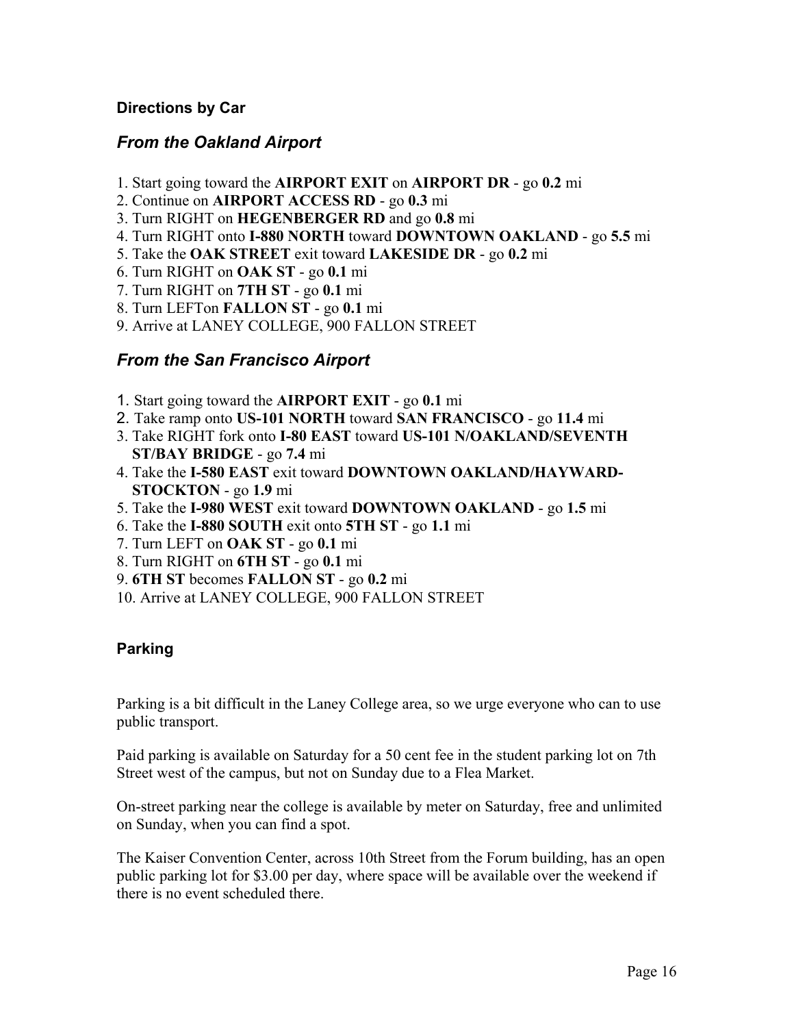### Directions by Car

## *From the Oakland Airport*

1. Start going toward the **AIRPORT EXIT** on **AIRPORT DR** - go **0.2** mi
2. Continue on **AIRPORT ACCESS RD** - go **0.3** mi
3. Turn RIGHT on **HEGENBERGER RD** and go **0.8** mi
4. Turn RIGHT onto **I-880 NORTH** toward **DOWNTOWN OAKLAND** - go **5.5** mi
5. Take the **OAK STREET** exit toward **LAKESIDE DR** - go **0.2** mi
6. Turn RIGHT on **OAK ST** - go **0.1** mi
7. Turn RIGHT on **7TH ST** - go **0.1** mi
8. Turn LEFTon **FALLON ST** - go **0.1** mi
9. Arrive at LANEY COLLEGE, 900 FALLON STREET

## *From the San Francisco Airport*

1. Start going toward the **AIRPORT EXIT** - go **0.1** mi
2. Take ramp onto **US-101 NORTH** toward **SAN FRANCISCO** - go **11.4** mi
3. Take RIGHT fork onto **I-80 EAST** toward **US-101 N/OAKLAND/SEVENTH ST/BAY BRIDGE** - go **7.4** mi
4. Take the **I-580 EAST** exit toward **DOWNTOWN OAKLAND/HAYWARD-STOCKTON** - go **1.9** mi
5. Take the **I-980 WEST** exit toward **DOWNTOWN OAKLAND** - go **1.5** mi
6. Take the **I-880 SOUTH** exit onto **5TH ST** - go **1.1** mi
7. Turn LEFT on **OAK ST** - go **0.1** mi
8. Turn RIGHT on **6TH ST** - go **0.1** mi
9. **6TH ST** becomes **FALLON ST** - go **0.2** mi
10. Arrive at LANEY COLLEGE, 900 FALLON STREET

### Parking

Parking is a bit difficult in the Laney College area, so we urge everyone who can to use public transport.

Paid parking is available on Saturday for a 50 cent fee in the student parking lot on 7th Street west of the campus, but not on Sunday due to a Flea Market.

On-street parking near the college is available by meter on Saturday, free and unlimited on Sunday, when you can find a spot.

The Kaiser Convention Center, across 10th Street from the Forum building, has an open public parking lot for $3.00 per day, where space will be available over the weekend if there is no event scheduled there.